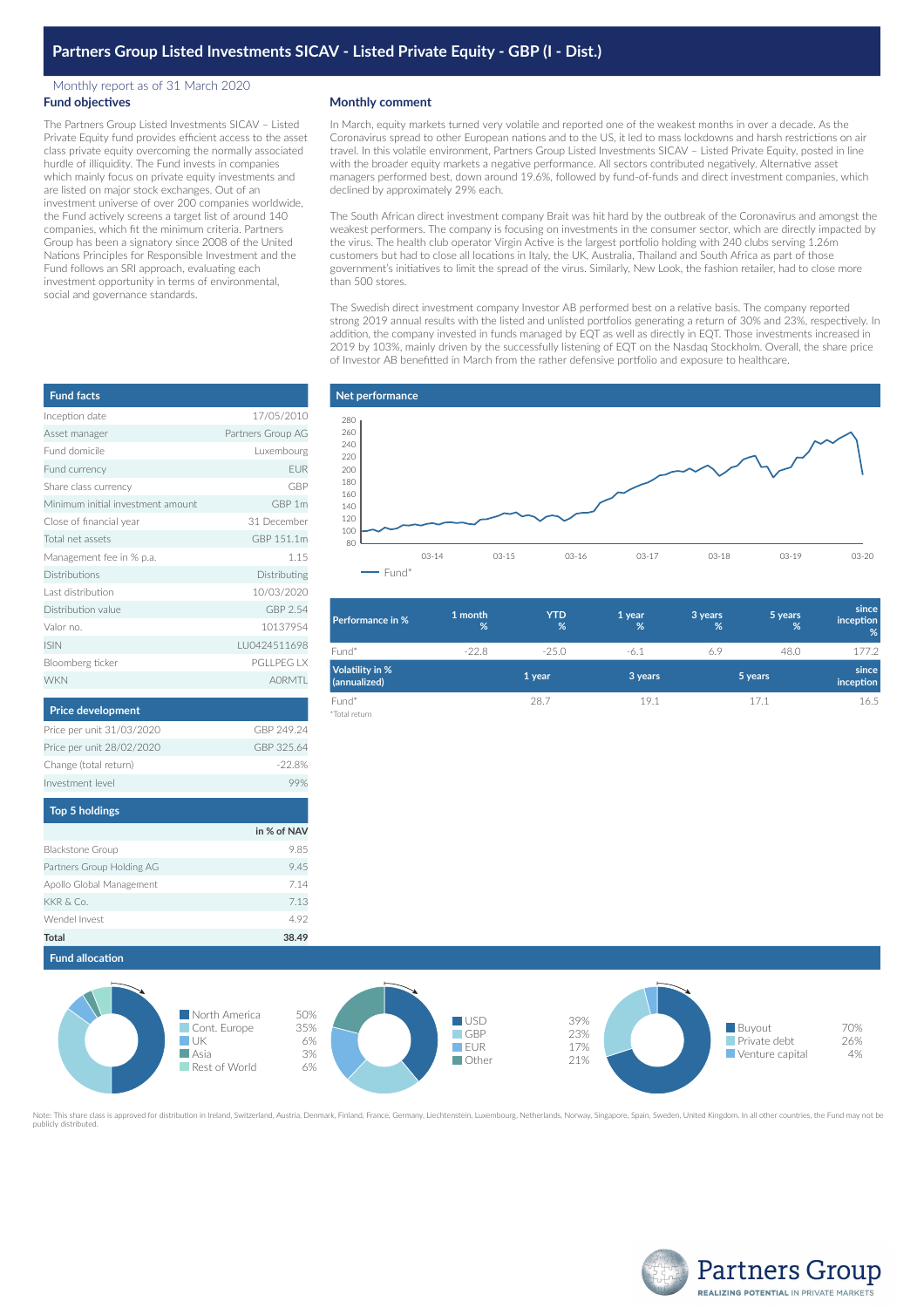# Partners Group Listed Investments SICAV - Listed Private Equity - GBP (I - Dist.)

Monthly report as of 31 March 2020

## Fund objectives

The Partners Group Listed Investments SICAV – Listed Private Equity fund provides efficient access to the asset class private equity overcoming the normally associated hurdle of illiquidity. The Fund invests in companies which mainly focus on private equity investments and are listed on major stock exchanges. Out of an investment universe of over 200 companies worldwide, the Fund actively screens a target list of around 140 companies, which fit the minimum criteria. Partners Group has been a signatory since 2008 of the United Nations Principles for Responsible Investment and the Fund follows an SRI approach, evaluating each investment opportunity in terms of environmental, social and governance standards.

## Monthly comment

In March, equity markets turned very volatile and reported one of the weakest months in over a decade. As the Coronavirus spread to other European nations and to the US, it led to mass lockdowns and harsh restrictions on air travel. In this volatile environment, Partners Group Listed Investments SICAV – Listed Private Equity, posted in line with the broader equity markets a negative performance. All sectors contributed negatively. Alternative asset managers performed best, down around 19.6%, followed by fund-of-funds and direct investment companies, which declined by approximately 29% each.

The South African direct investment company Brait was hit hard by the outbreak of the Coronavirus and amongst the weakest performers. The company is focusing on investments in the consumer sector, which are directly impacted by the virus. The health club operator Virgin Active is the largest portfolio holding with 240 clubs serving 1.26m customers but had to close all locations in Italy, the UK, Australia, Thailand and South Africa as part of those government's initiatives to limit the spread of the virus. Similarly, New Look, the fashion retailer, had to close more than 500 stores.

The Swedish direct investment company Investor AB performed best on a relative basis. The company reported strong 2019 annual results with the listed and unlisted portfolios generating a return of 30% and 23%, respectively. In addition, the company invested in funds managed by EQT as well as directly in EQT. Those investments increased in 2019 by 103%, mainly driven by the successfully listening of EQT on the Nasdaq Stockholm. Overall, the share price of Investor AB benefitted in March from the rather defensive portfolio and exposure to healthcare.

## Fund facts

| | |
|---|---|
| Inception date | 17/05/2010 |
| Asset manager | Partners Group AG |
| Fund domicile | Luxembourg |
| Fund currency | EUR |
| Share class currency | GBP |
| Minimum initial investment amount | GBP 1m |
| Close of financial year | 31 December |
| Total net assets | GBP 151.1m |
| Management fee in % p.a. | 1.15 |
| Distributions | Distributing |
| Last distribution | 10/03/2020 |
| Distribution value | GBP 2.54 |
| Valor no. | 10137954 |
| ISIN | LU0424511698 |
| Bloomberg ticker | PGLLPEG LX |
| WKN | A0RMTL |

## Net performance

(Chart: Fund* net performance, 03-14 to 03-20)

| Performance in % | 1 month % | YTD % | 1 year % | 3 years % | 5 years % | since inception % |
|---|---|---|---|---|---|---|
| Fund* | -22.8 | -25.0 | -6.1 | 6.9 | 48.0 | 177.2 |

| Volatility in % (annualized) | 1 year | 3 years | 5 years | since inception |
|---|---|---|---|---|
| Fund* | 28.7 | 19.1 | 17.1 | 16.5 |

*Total return

## Price development

| | |
|---|---|
| Price per unit 31/03/2020 | GBP 249.24 |
| Price per unit 28/02/2020 | GBP 325.64 |
| Change (total return) | -22.8% |
| Investment level | 99% |

## Top 5 holdings

| | in % of NAV |
|---|---|
| Blackstone Group | 9.85 |
| Partners Group Holding AG | 9.45 |
| Apollo Global Management | 7.14 |
| KKR & Co. | 7.13 |
| Wendel Invest | 4.92 |
| **Total** | **38.49** |

## Fund allocation

| Region | % |
|---|---|
| North America | 50% |
| Cont. Europe | 35% |
| UK | 6% |
| Asia | 3% |
| Rest of World | 6% |

| Currency | % |
|---|---|
| USD | 39% |
| GBP | 23% |
| EUR | 17% |
| Other | 21% |

| Strategy | % |
|---|---|
| Buyout | 70% |
| Private debt | 26% |
| Venture capital | 4% |

Note: This share class is approved for distribution in Ireland, Switzerland, Austria, Denmark, Finland, France, Germany, Liechtenstein, Luxembourg, Netherlands, Norway, Singapore, Spain, Sweden, United Kingdom. In all other countries, the Fund may not be publicly distributed.

Partners Group
REALIZING POTENTIAL IN PRIVATE MARKETS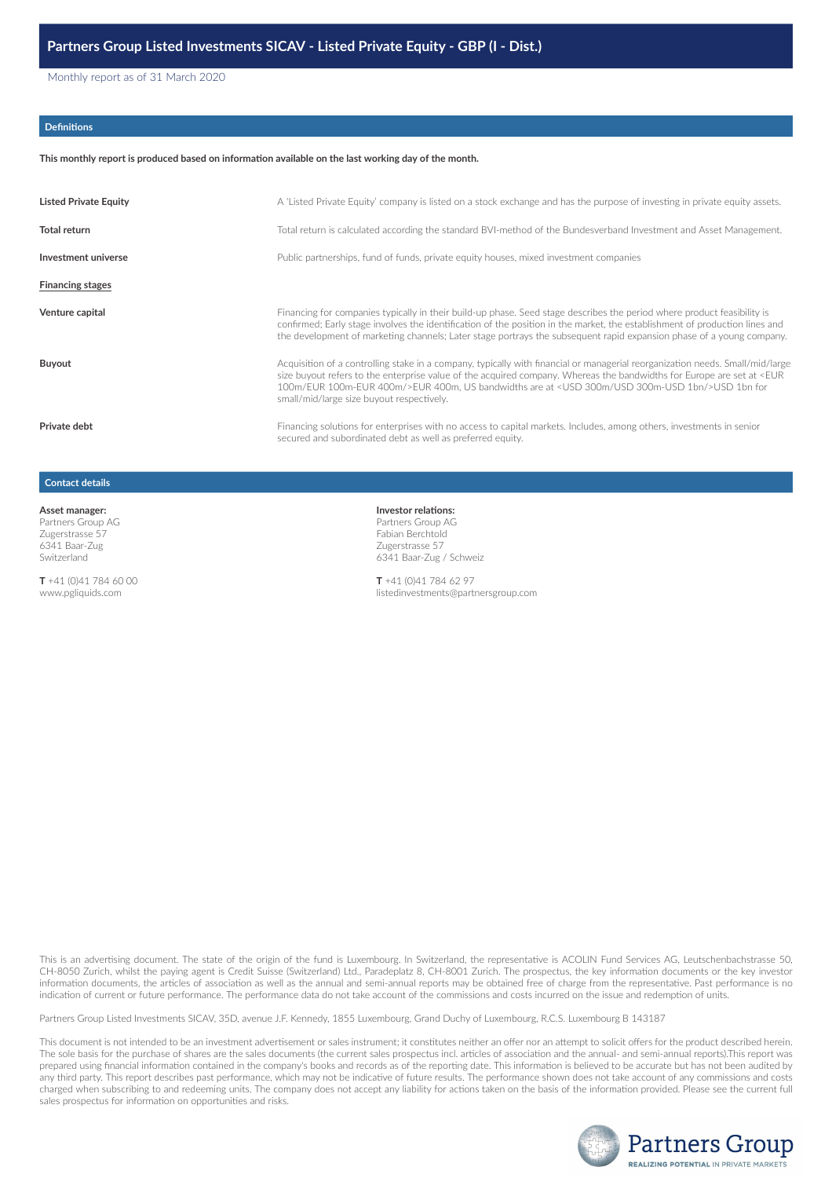# Partners Group Listed Investments SICAV - Listed Private Equity - GBP (I - Dist.)

Monthly report as of 31 March 2020

## Definitions

**This monthly report is produced based on information available on the last working day of the month.**

| | |
|---|---|
| **Listed Private Equity** | A 'Listed Private Equity' company is listed on a stock exchange and has the purpose of investing in private equity assets. |
| **Total return** | Total return is calculated according the standard BVI-method of the Bundesverband Investment and Asset Management. |
| **Investment universe** | Public partnerships, fund of funds, private equity houses, mixed investment companies |
| **Financing stages** | |
| **Venture capital** | Financing for companies typically in their build-up phase. Seed stage describes the period where product feasibility is confirmed; Early stage involves the identification of the position in the market, the establishment of production lines and the development of marketing channels; Later stage portrays the subsequent rapid expansion phase of a young company. |
| **Buyout** | Acquisition of a controlling stake in a company, typically with financial or managerial reorganization needs. Small/mid/large size buyout refers to the enterprise value of the acquired company. Whereas the bandwidths for Europe are set at <EUR 100m/EUR 100m-EUR 400m/>EUR 400m, US bandwidths are at <USD 300m/USD 300m-USD 1bn/>USD 1bn for small/mid/large size buyout respectively. |
| **Private debt** | Financing solutions for enterprises with no access to capital markets. Includes, among others, investments in senior secured and subordinated debt as well as preferred equity. |

## Contact details

**Asset manager:**
Partners Group AG
Zugerstrasse 57
6341 Baar-Zug
Switzerland

**T** +41 (0)41 784 60 00
www.pgliquids.com

**Investor relations:**
Partners Group AG
Fabian Berchtold
Zugerstrasse 57
6341 Baar-Zug / Schweiz

**T** +41 (0)41 784 62 97
listedinvestments@partnersgroup.com

This is an advertising document. The state of the origin of the fund is Luxembourg. In Switzerland, the representative is ACOLIN Fund Services AG, Leutschenbachstrasse 50, CH-8050 Zurich, whilst the paying agent is Credit Suisse (Switzerland) Ltd., Paradeplatz 8, CH-8001 Zurich. The prospectus, the key information documents or the key investor information documents, the articles of association as well as the annual and semi-annual reports may be obtained free of charge from the representative. Past performance is no indication of current or future performance. The performance data do not take account of the commissions and costs incurred on the issue and redemption of units.

Partners Group Listed Investments SICAV, 35D, avenue J.F. Kennedy, 1855 Luxembourg, Grand Duchy of Luxembourg, R.C.S. Luxembourg B 143187

This document is not intended to be an investment advertisement or sales instrument; it constitutes neither an offer nor an attempt to solicit offers for the product described herein. The sole basis for the purchase of shares are the sales documents (the current sales prospectus incl. articles of association and the annual- and semi-annual reports).This report was prepared using financial information contained in the company's books and records as of the reporting date. This information is believed to be accurate but has not been audited by any third party. This report describes past performance, which may not be indicative of future results. The performance shown does not take account of any commissions and costs charged when subscribing to and redeeming units. The company does not accept any liability for actions taken on the basis of the information provided. Please see the current full sales prospectus for information on opportunities and risks.

Partners Group
REALIZING POTENTIAL IN PRIVATE MARKETS